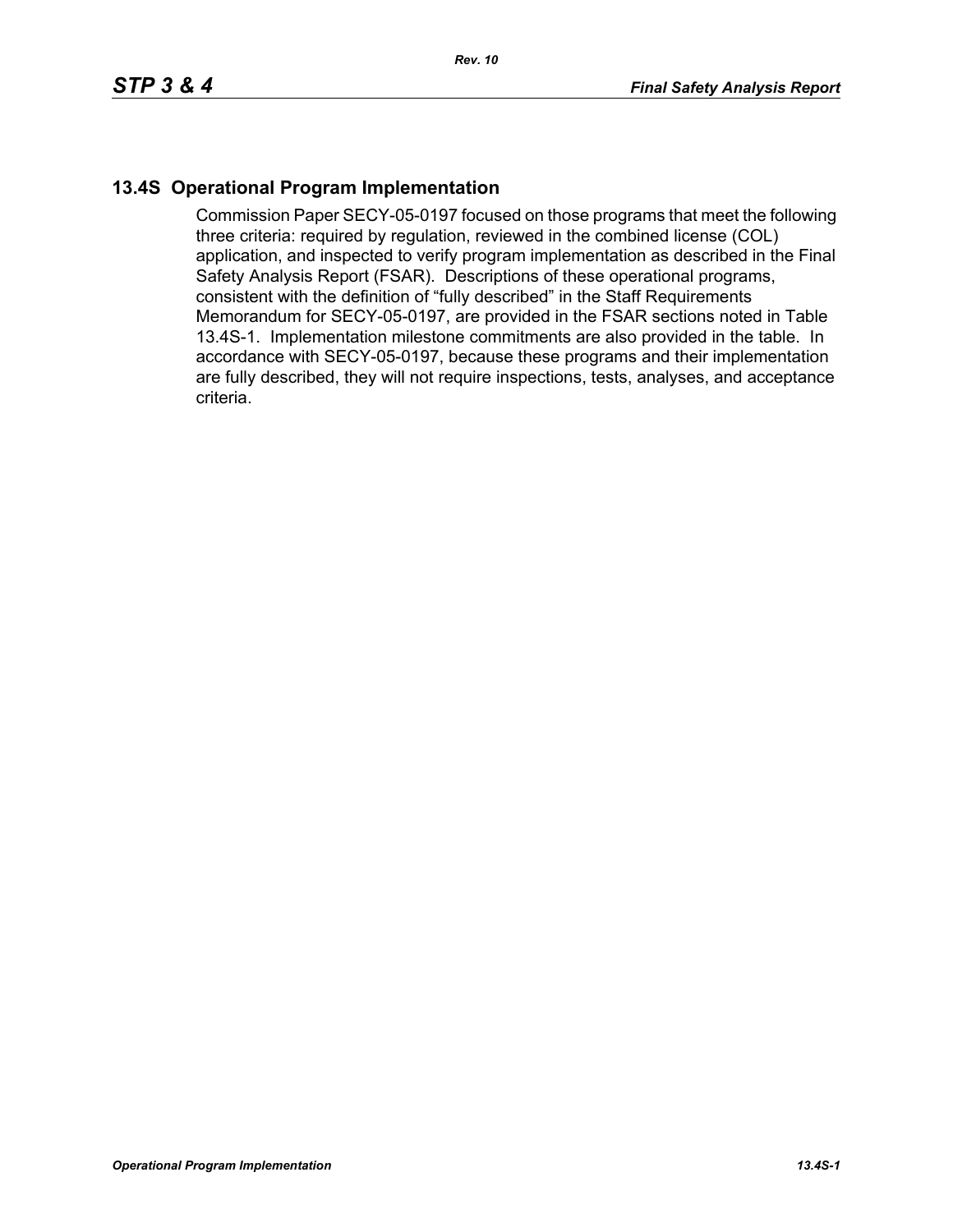## 13.4S Operational Program Implementation

Commission Paper SECY-05-0197 focused on those programs that meet the following three criteria: required by regulation, reviewed in the combined license (COL) application, and inspected to verify program implementation as described in the Final Safety Analysis Report (FSAR). Descriptions of these operational programs, consistent with the definition of "fully described" in the Staff Requirements Memorandum for SECY-05-0197, are provided in the FSAR sections noted in Table 13.4S-1. Implementation milestone commitments are also provided in the table. In accordance with SECY-05-0197, because these programs and their implementation are fully described, they will not require inspections, tests, analyses, and acceptance criteria.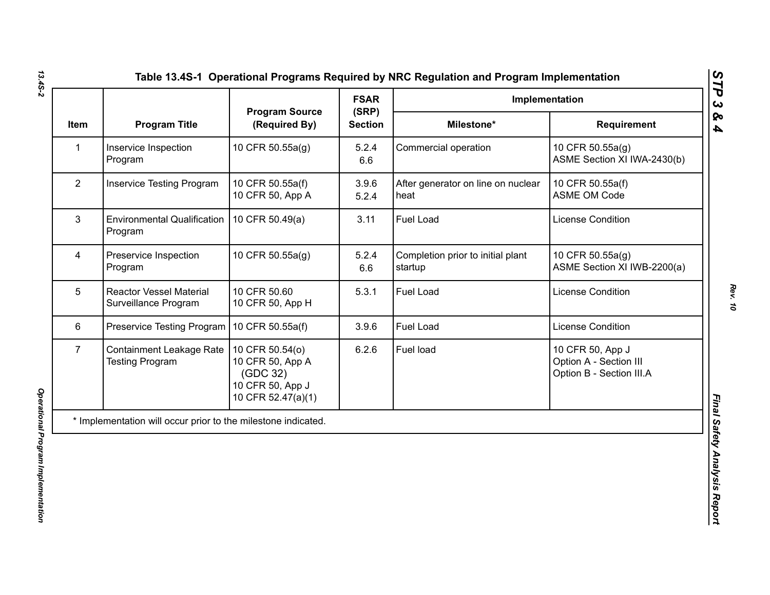# Table 13.4S-1 Operational Programs Required by NRC Regulation and Program Implementation

| Item | Program Title | Program Source (Required By) | FSAR (SRP) Section | Implementation | |
|---|---|---|---|---|---|
| | | | | Milestone* | Requirement |
| 1 | Inservice Inspection Program | 10 CFR 50.55a(g) | 5.2.4<br>6.6 | Commercial operation | 10 CFR 50.55a(g)<br>ASME Section XI IWA-2430(b) |
| 2 | Inservice Testing Program | 10 CFR 50.55a(f)<br>10 CFR 50, App A | 3.9.6<br>5.2.4 | After generator on line on nuclear heat | 10 CFR 50.55a(f)<br>ASME OM Code |
| 3 | Environmental Qualification Program | 10 CFR 50.49(a) | 3.11 | Fuel Load | License Condition |
| 4 | Preservice Inspection Program | 10 CFR 50.55a(g) | 5.2.4<br>6.6 | Completion prior to initial plant startup | 10 CFR 50.55a(g)<br>ASME Section XI IWB-2200(a) |
| 5 | Reactor Vessel Material Surveillance Program | 10 CFR 50.60<br>10 CFR 50, App H | 5.3.1 | Fuel Load | License Condition |
| 6 | Preservice Testing Program | 10 CFR 50.55a(f) | 3.9.6 | Fuel Load | License Condition |
| 7 | Containment Leakage Rate Testing Program | 10 CFR 50.54(o)<br>10 CFR 50, App A (GDC 32)<br>10 CFR 50, App J<br>10 CFR 52.47(a)(1) | 6.2.6 | Fuel load | 10 CFR 50, App J<br>Option A - Section III<br>Option B - Section III.A |

* Implementation will occur prior to the milestone indicated.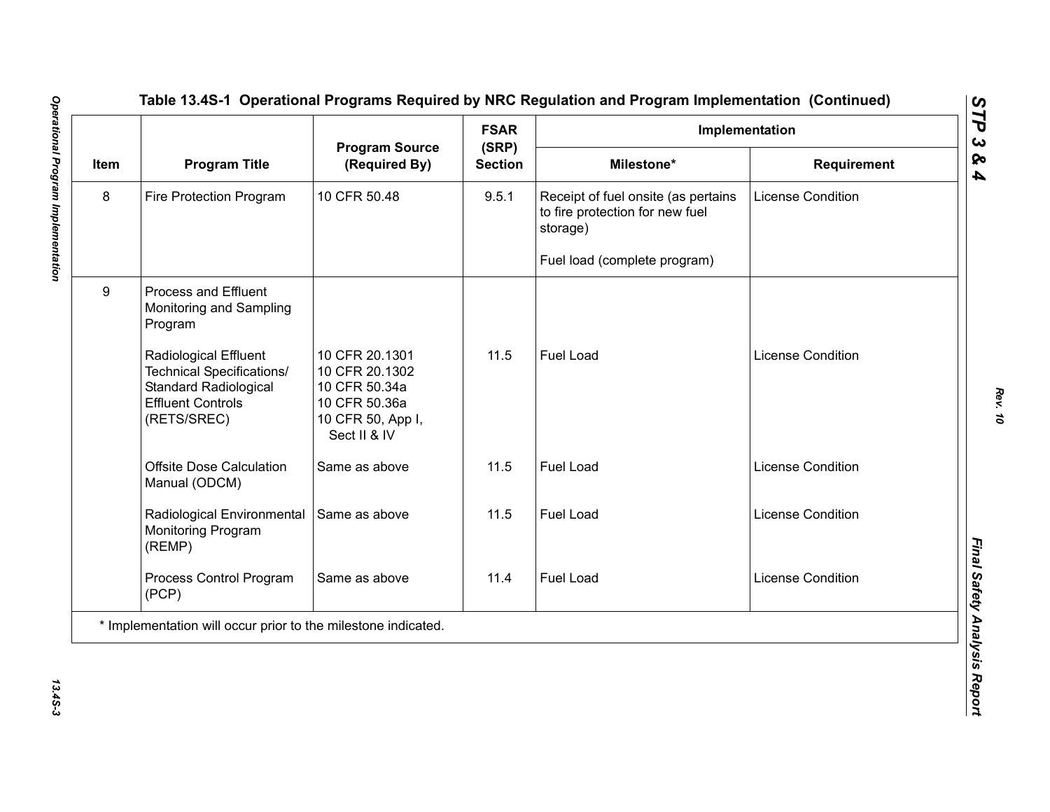**Table 13.4S-1 Operational Programs Required by NRC Regulation and Program Implementation (Continued)**

| Item | Program Title | Program Source (Required By) | FSAR (SRP) Section | Implementation | |
|---|---|---|---|---|---|
| | | | | Milestone* | Requirement |
| 8 | Fire Protection Program | 10 CFR 50.48 | 9.5.1 | Receipt of fuel onsite (as pertains to fire protection for new fuel storage)<br><br>Fuel load (complete program) | License Condition |
| 9 | Process and Effluent Monitoring and Sampling Program | | | | |
| | Radiological Effluent Technical Specifications/ Standard Radiological Effluent Controls (RETS/SREC) | 10 CFR 20.1301<br>10 CFR 20.1302<br>10 CFR 50.34a<br>10 CFR 50.36a<br>10 CFR 50, App I, Sect II & IV | 11.5 | Fuel Load | License Condition |
| | Offsite Dose Calculation Manual (ODCM) | Same as above | 11.5 | Fuel Load | License Condition |
| | Radiological Environmental Monitoring Program (REMP) | Same as above | 11.5 | Fuel Load | License Condition |
| | Process Control Program (PCP) | Same as above | 11.4 | Fuel Load | License Condition |

* Implementation will occur prior to the milestone indicated.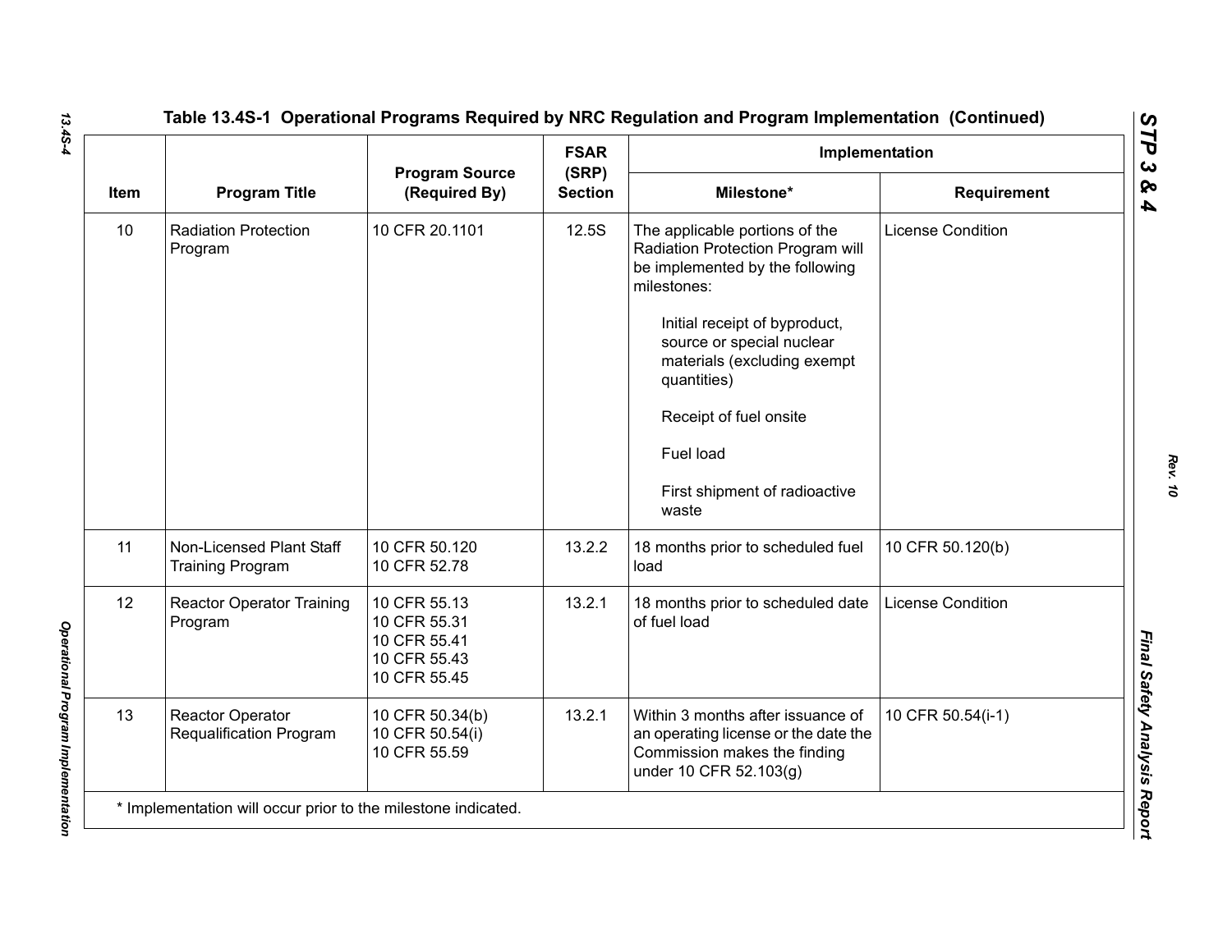## Table 13.4S-1 Operational Programs Required by NRC Regulation and Program Implementation (Continued)

| Item | Program Title | Program Source (Required By) | FSAR (SRP) Section | Implementation | |
|---|---|---|---|---|---|
| | | | | Milestone* | Requirement |
| 10 | Radiation Protection Program | 10 CFR 20.1101 | 12.5S | The applicable portions of the Radiation Protection Program will be implemented by the following milestones:<br><br>Initial receipt of byproduct, source or special nuclear materials (excluding exempt quantities)<br><br>Receipt of fuel onsite<br><br>Fuel load<br><br>First shipment of radioactive waste | License Condition |
| 11 | Non-Licensed Plant Staff Training Program | 10 CFR 50.120<br>10 CFR 52.78 | 13.2.2 | 18 months prior to scheduled fuel load | 10 CFR 50.120(b) |
| 12 | Reactor Operator Training Program | 10 CFR 55.13<br>10 CFR 55.31<br>10 CFR 55.41<br>10 CFR 55.43<br>10 CFR 55.45 | 13.2.1 | 18 months prior to scheduled date of fuel load | License Condition |
| 13 | Reactor Operator Requalification Program | 10 CFR 50.34(b)<br>10 CFR 50.54(i)<br>10 CFR 55.59 | 13.2.1 | Within 3 months after issuance of an operating license or the date the Commission makes the finding under 10 CFR 52.103(g) | 10 CFR 50.54(i-1) |

\* Implementation will occur prior to the milestone indicated.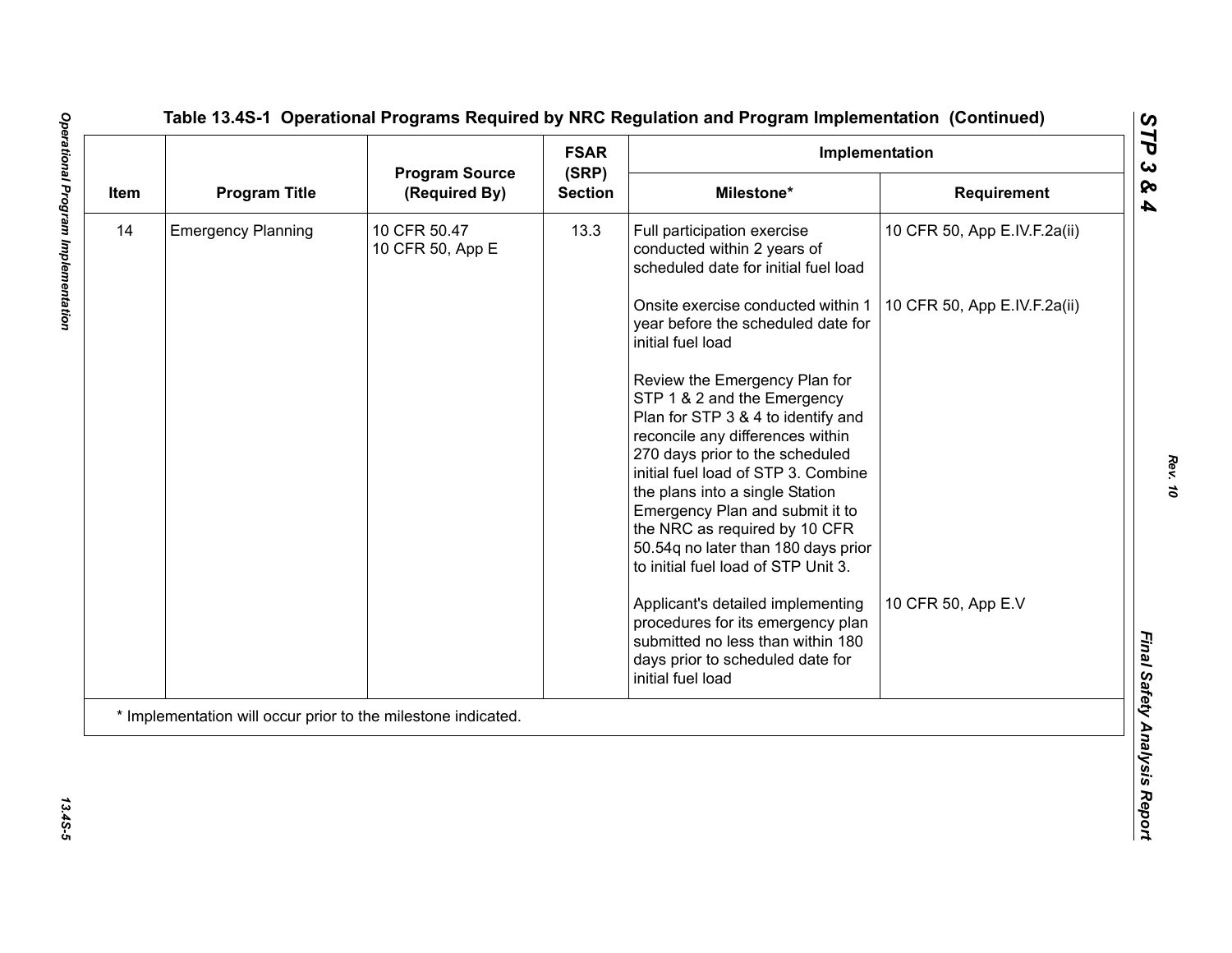## Table 13.4S-1 Operational Programs Required by NRC Regulation and Program Implementation (Continued)

| Item | Program Title | Program Source (Required By) | FSAR (SRP) Section | Implementation | |
|---|---|---|---|---|---|
| | | | | Milestone* | Requirement |
| 14 | Emergency Planning | 10 CFR 50.47<br>10 CFR 50, App E | 13.3 | Full participation exercise conducted within 2 years of scheduled date for initial fuel load | 10 CFR 50, App E.IV.F.2a(ii) |
| | | | | Onsite exercise conducted within 1 year before the scheduled date for initial fuel load | 10 CFR 50, App E.IV.F.2a(ii) |
| | | | | Review the Emergency Plan for STP 1 & 2 and the Emergency Plan for STP 3 & 4 to identify and reconcile any differences within 270 days prior to the scheduled initial fuel load of STP 3. Combine the plans into a single Station Emergency Plan and submit it to the NRC as required by 10 CFR 50.54q no later than 180 days prior to initial fuel load of STP Unit 3. | |
| | | | | Applicant's detailed implementing procedures for its emergency plan submitted no less than within 180 days prior to scheduled date for initial fuel load | 10 CFR 50, App E.V |

* Implementation will occur prior to the milestone indicated.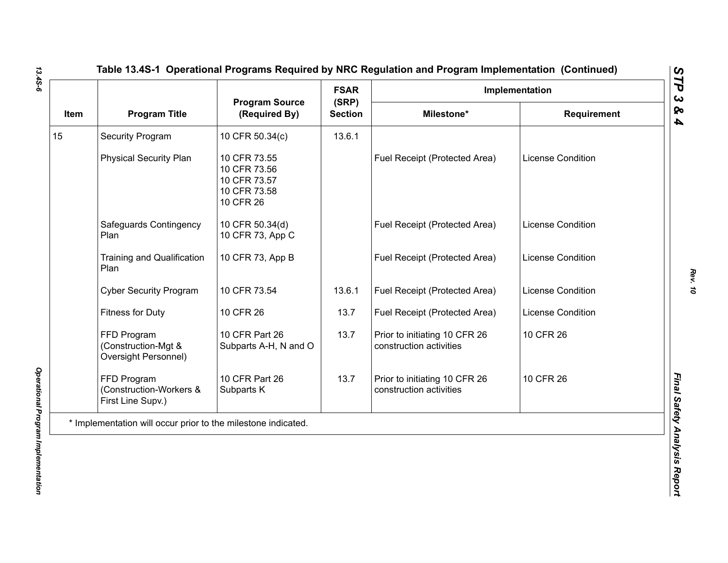**Table 13.4S-1 Operational Programs Required by NRC Regulation and Program Implementation (Continued)**

| Item | Program Title | Program Source (Required By) | FSAR (SRP) Section | Implementation | |
|---|---|---|---|---|---|
| | | | | Milestone* | Requirement |
| 15 | Security Program | 10 CFR 50.34(c) | 13.6.1 | | |
| | Physical Security Plan | 10 CFR 73.55<br>10 CFR 73.56<br>10 CFR 73.57<br>10 CFR 73.58<br>10 CFR 26 | | Fuel Receipt (Protected Area) | License Condition |
| | Safeguards Contingency Plan | 10 CFR 50.34(d)<br>10 CFR 73, App C | | Fuel Receipt (Protected Area) | License Condition |
| | Training and Qualification Plan | 10 CFR 73, App B | | Fuel Receipt (Protected Area) | License Condition |
| | Cyber Security Program | 10 CFR 73.54 | 13.6.1 | Fuel Receipt (Protected Area) | License Condition |
| | Fitness for Duty | 10 CFR 26 | 13.7 | Fuel Receipt (Protected Area) | License Condition |
| | FFD Program (Construction-Mgt & Oversight Personnel) | 10 CFR Part 26 Subparts A-H, N and O | 13.7 | Prior to initiating 10 CFR 26 construction activities | 10 CFR 26 |
| | FFD Program (Construction-Workers & First Line Supv.) | 10 CFR Part 26 Subparts K | 13.7 | Prior to initiating 10 CFR 26 construction activities | 10 CFR 26 |

* Implementation will occur prior to the milestone indicated.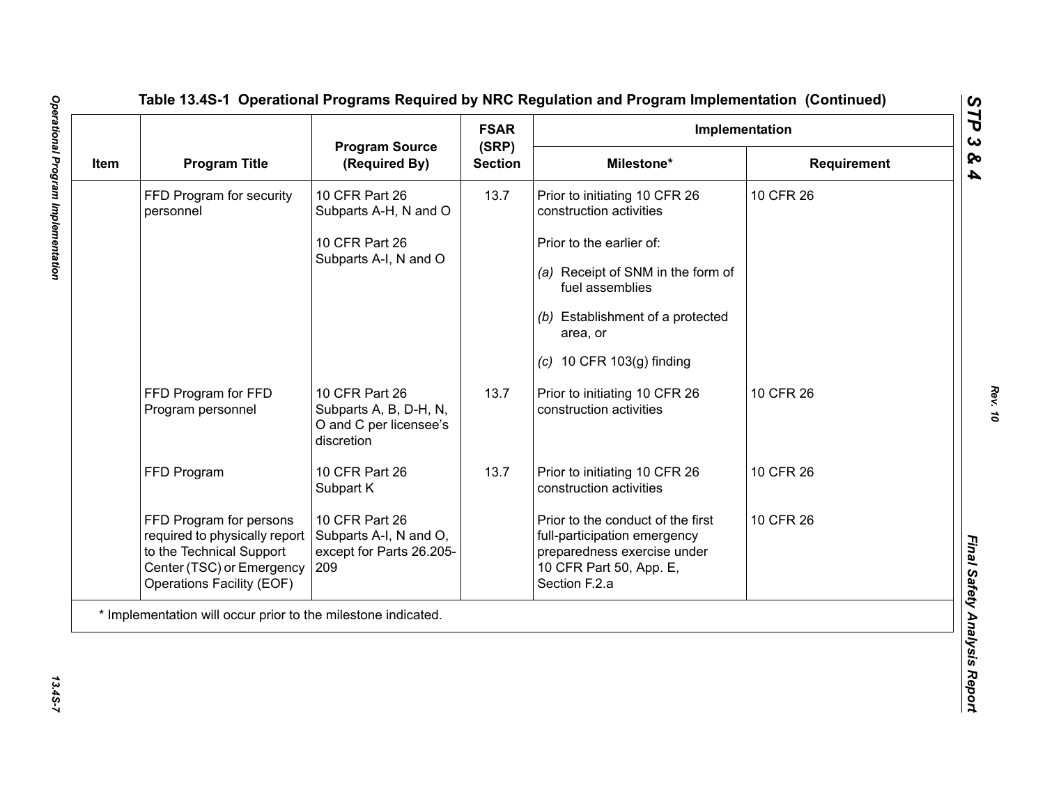# Table 13.4S-1 Operational Programs Required by NRC Regulation and Program Implementation (Continued)

| Item | Program Title | Program Source (Required By) | FSAR (SRP) Section | Implementation | |
|---|---|---|---|---|---|
| | | | | Milestone* | Requirement |
| | FFD Program for security personnel | 10 CFR Part 26 Subparts A-H, N and O<br><br>10 CFR Part 26 Subparts A-I, N and O | 13.7 | Prior to initiating 10 CFR 26 construction activities<br><br>Prior to the earlier of:<br>*(a)* Receipt of SNM in the form of fuel assemblies<br>*(b)* Establishment of a protected area, or<br>*(c)* 10 CFR 103(g) finding | 10 CFR 26 |
| | FFD Program for FFD Program personnel | 10 CFR Part 26 Subparts A, B, D-H, N, O and C per licensee's discretion | 13.7 | Prior to initiating 10 CFR 26 construction activities | 10 CFR 26 |
| | FFD Program | 10 CFR Part 26 Subpart K | 13.7 | Prior to initiating 10 CFR 26 construction activities | 10 CFR 26 |
| | FFD Program for persons required to physically report to the Technical Support Center (TSC) or Emergency Operations Facility (EOF) | 10 CFR Part 26 Subparts A-I, N and O, except for Parts 26.205-209 | | Prior to the conduct of the first full-participation emergency preparedness exercise under 10 CFR Part 50, App. E, Section F.2.a | 10 CFR 26 |

\* Implementation will occur prior to the milestone indicated.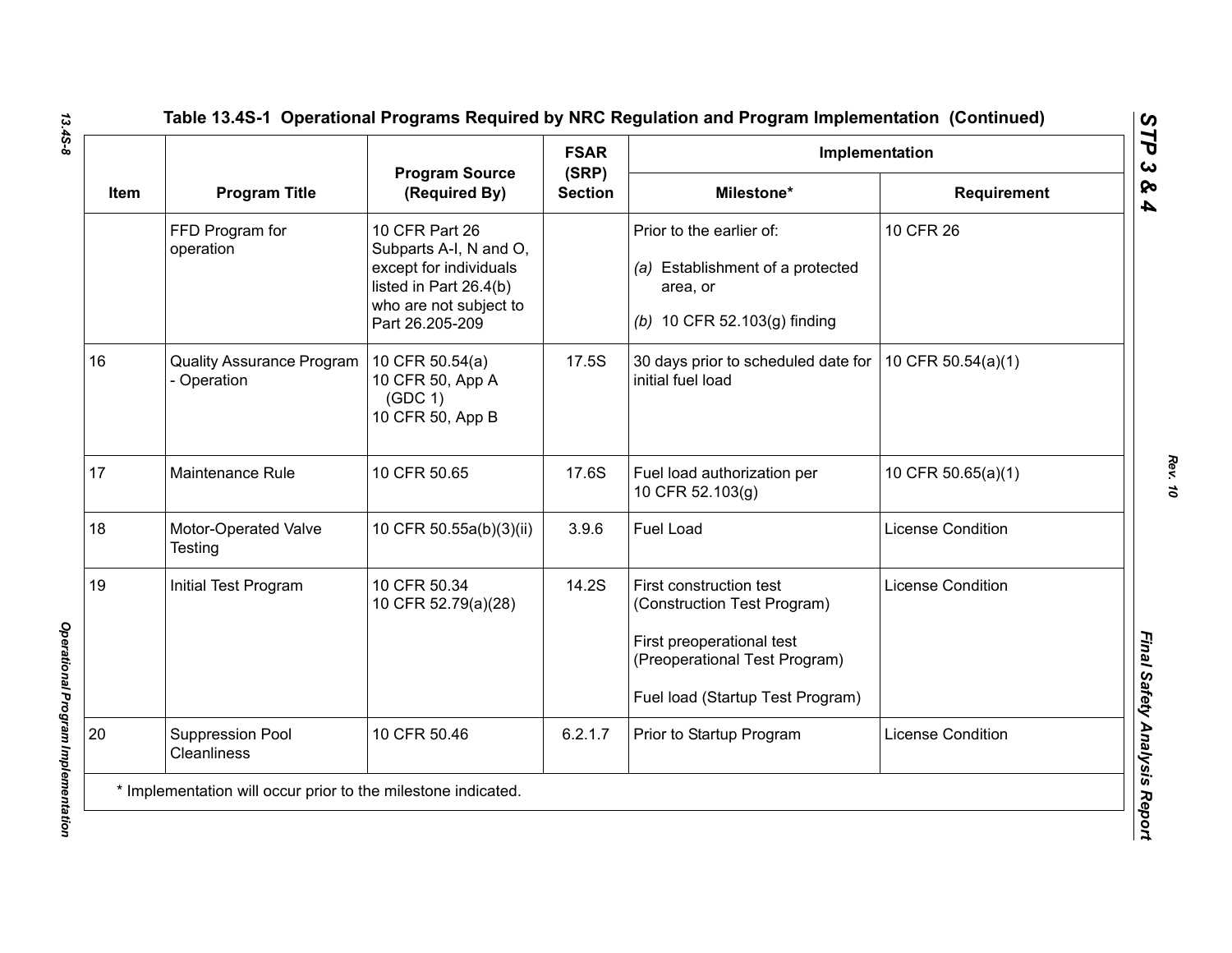## Table 13.4S-1 Operational Programs Required by NRC Regulation and Program Implementation (Continued)

| Item | Program Title | Program Source (Required By) | FSAR (SRP) Section | Implementation | |
|---|---|---|---|---|---|
| | | | | Milestone* | Requirement |
| | FFD Program for operation | 10 CFR Part 26 Subparts A-I, N and O, except for individuals listed in Part 26.4(b) who are not subject to Part 26.205-209 | | Prior to the earlier of:<br>*(a)* Establishment of a protected area, or<br>*(b)* 10 CFR 52.103(g) finding | 10 CFR 26 |
| 16 | Quality Assurance Program - Operation | 10 CFR 50.54(a)<br>10 CFR 50, App A (GDC 1)<br>10 CFR 50, App B | 17.5S | 30 days prior to scheduled date for initial fuel load | 10 CFR 50.54(a)(1) |
| 17 | Maintenance Rule | 10 CFR 50.65 | 17.6S | Fuel load authorization per 10 CFR 52.103(g) | 10 CFR 50.65(a)(1) |
| 18 | Motor-Operated Valve Testing | 10 CFR 50.55a(b)(3)(ii) | 3.9.6 | Fuel Load | License Condition |
| 19 | Initial Test Program | 10 CFR 50.34<br>10 CFR 52.79(a)(28) | 14.2S | First construction test (Construction Test Program)<br>First preoperational test (Preoperational Test Program)<br>Fuel load (Startup Test Program) | License Condition |
| 20 | Suppression Pool Cleanliness | 10 CFR 50.46 | 6.2.1.7 | Prior to Startup Program | License Condition |

\* Implementation will occur prior to the milestone indicated.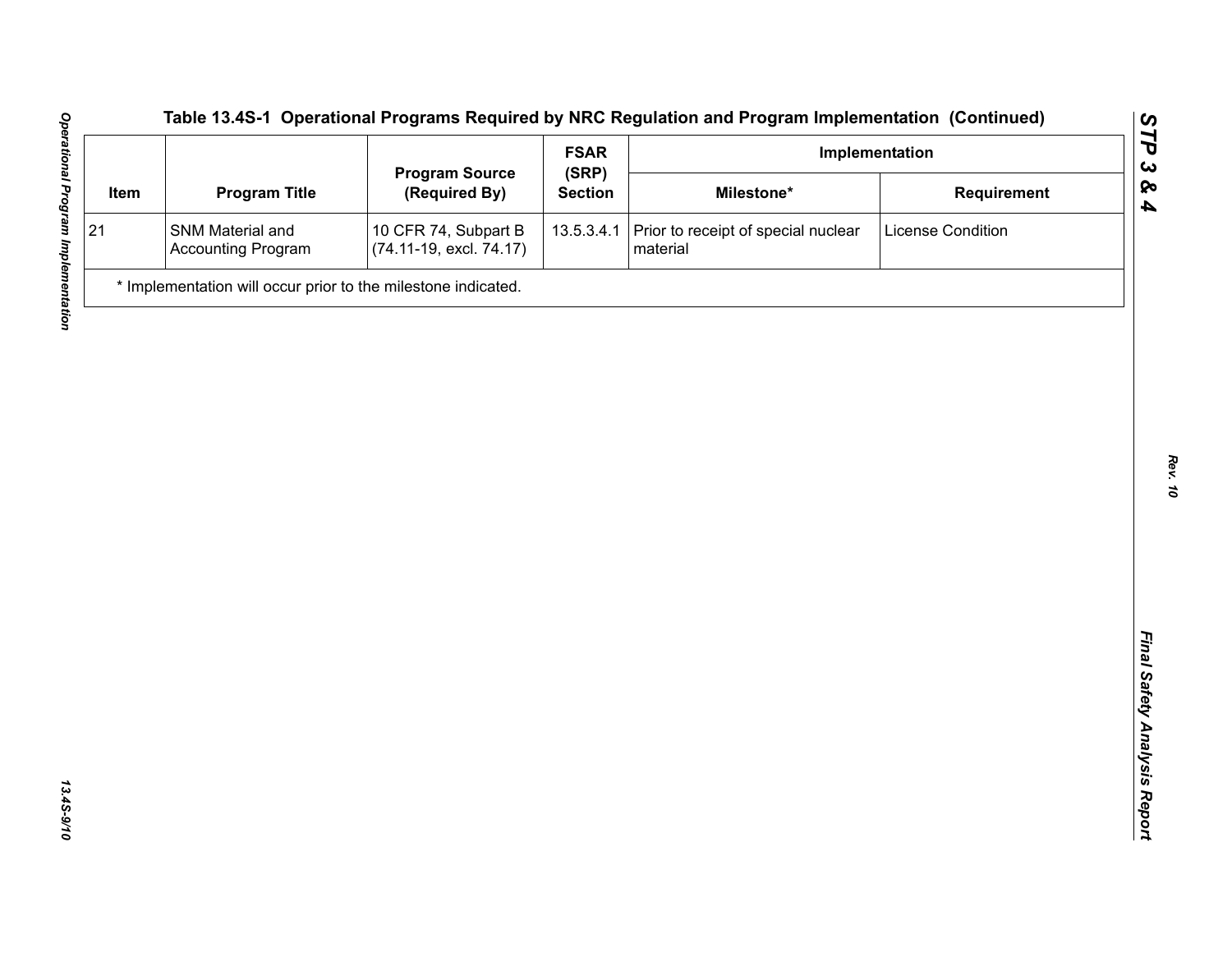**Table 13.4S-1 Operational Programs Required by NRC Regulation and Program Implementation (Continued)**

| Item | Program Title | Program Source (Required By) | FSAR (SRP) Section | Implementation | |
|---|---|---|---|---|---|
| | | | | Milestone* | Requirement |
| 21 | SNM Material and Accounting Program | 10 CFR 74, Subpart B (74.11-19, excl. 74.17) | 13.5.3.4.1 | Prior to receipt of special nuclear material | License Condition |

\* Implementation will occur prior to the milestone indicated.